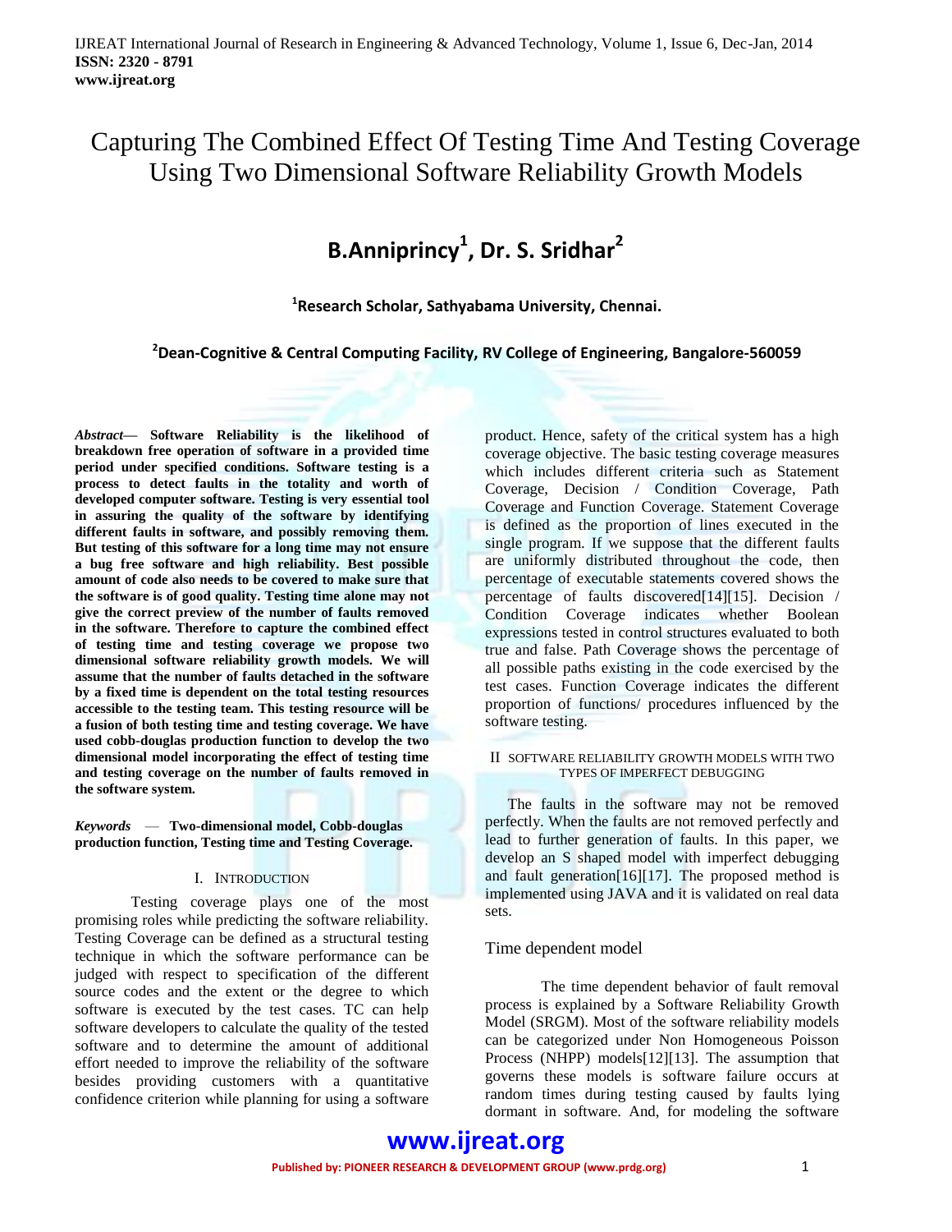# Capturing The Combined Effect Of Testing Time And Testing Coverage Using Two Dimensional Software Reliability Growth Models

**B.Anniprincy[1], Dr. S. Sridhar[2]**

**[1]Research Scholar, Sathyabama University, Chennai.**

**[2]Dean-Cognitive & Central Computing Facility, RV College of Engineering, Bangalore-560059**

*Abstract*— **Software Reliability is the likelihood of breakdown free operation of software in a provided time period under specified conditions. Software testing is a process to detect faults in the totality and worth of developed computer software. Testing is very essential tool in assuring the quality of the software by identifying different faults in software, and possibly removing them. But testing of this software for a long time may not ensure a bug free software and high reliability. Best possible amount of code also needs to be covered to make sure that the software is of good quality. Testing time alone may not give the correct preview of the number of faults removed in the software. Therefore to capture the combined effect of testing time and testing coverage we propose two dimensional software reliability growth models. We will assume that the number of faults detached in the software by a fixed time is dependent on the total testing resources accessible to the testing team. This testing resource will be a fusion of both testing time and testing coverage. We have used cobb-douglas production function to develop the two dimensional model incorporating the effect of testing time and testing coverage on the number of faults removed in the software system.**

*Keywords* — **Two-dimensional model, Cobb-douglas production function, Testing time and Testing Coverage.**

## I. Introduction

Testing coverage plays one of the most promising roles while predicting the software reliability. Testing Coverage can be defined as a structural testing technique in which the software performance can be judged with respect to specification of the different source codes and the extent or the degree to which software is executed by the test cases. TC can help software developers to calculate the quality of the tested software and to determine the amount of additional effort needed to improve the reliability of the software besides providing customers with a quantitative confidence criterion while planning for using a software product. Hence, safety of the critical system has a high coverage objective. The basic testing coverage measures which includes different criteria such as Statement Coverage, Decision / Condition Coverage, Path Coverage and Function Coverage. Statement Coverage is defined as the proportion of lines executed in the single program. If we suppose that the different faults are uniformly distributed throughout the code, then percentage of executable statements covered shows the percentage of faults discovered[14][15]. Decision / Condition Coverage indicates whether Boolean expressions tested in control structures evaluated to both true and false. Path Coverage shows the percentage of all possible paths existing in the code exercised by the test cases. Function Coverage indicates the different proportion of functions/ procedures influenced by the software testing.

## II Software Reliability Growth Models With Two Types Of Imperfect Debugging

The faults in the software may not be removed perfectly. When the faults are not removed perfectly and lead to further generation of faults. In this paper, we develop an S shaped model with imperfect debugging and fault generation[16][17]. The proposed method is implemented using JAVA and it is validated on real data sets.

### Time dependent model

The time dependent behavior of fault removal process is explained by a Software Reliability Growth Model (SRGM). Most of the software reliability models can be categorized under Non Homogeneous Poisson Process (NHPP) models[12][13]. The assumption that governs these models is software failure occurs at random times during testing caused by faults lying dormant in software. And, for modeling the software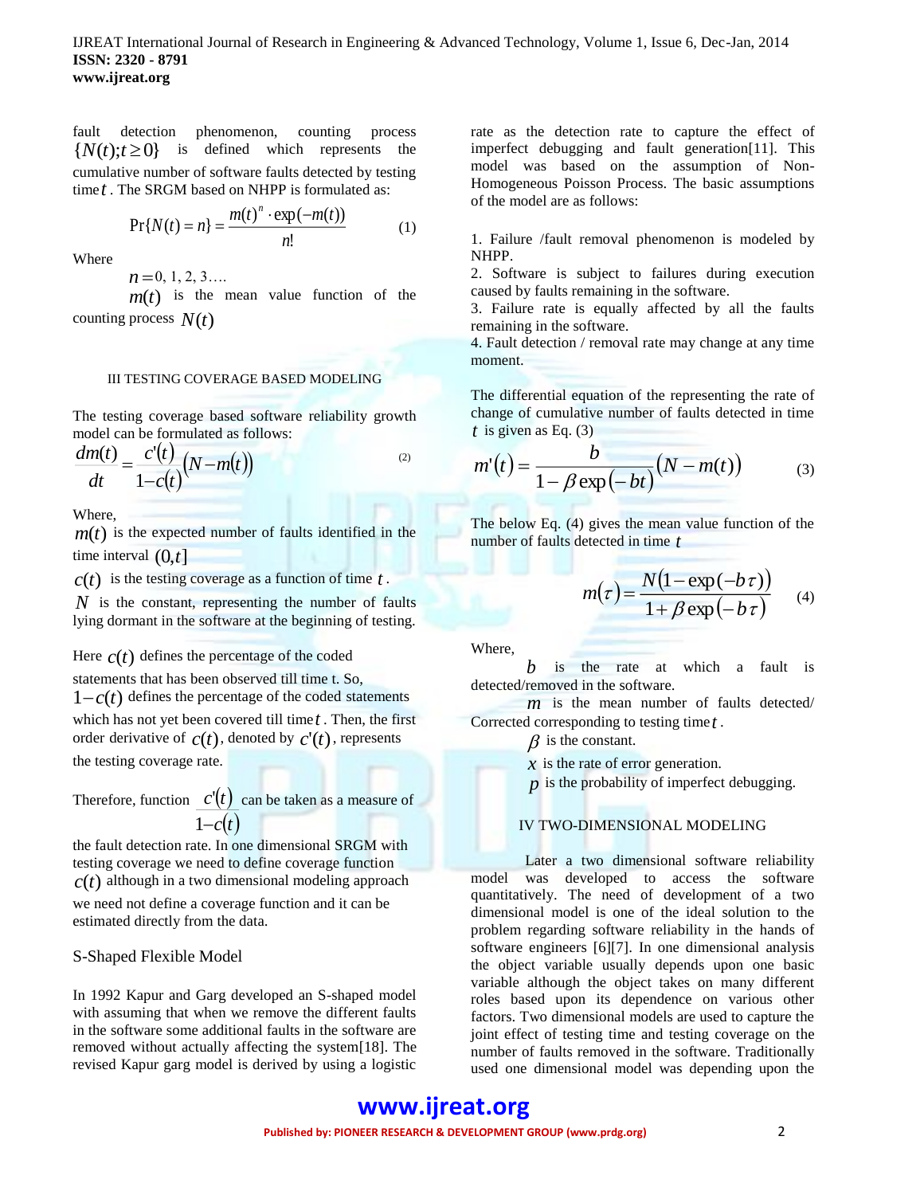fault detection phenomenon, counting process $\{N(t); t \geq 0\}$ is defined which represents the cumulative number of software faults detected by testing time $t$. The SRGM based on NHPP is formulated as:

$$\Pr\{N(t)=n\} = \frac{m(t)^n \cdot \exp(-m(t))}{n!} \qquad (1)$$

Where

$n = 0, 1, 2, 3….$

$m(t)$ is the mean value function of the counting process $N(t)$

## III TESTING COVERAGE BASED MODELING

The testing coverage based software reliability growth model can be formulated as follows:

$$\frac{dm(t)}{dt} = \frac{c'(t)}{1-c(t)}\left(N - m(t)\right) \qquad (2)$$

Where,

$m(t)$ is the expected number of faults identified in the time interval $(0,t]$

$c(t)$ is the testing coverage as a function of time $t$.

$N$ is the constant, representing the number of faults lying dormant in the software at the beginning of testing.

Here $c(t)$ defines the percentage of the coded statements that has been observed till time t. So, $1-c(t)$ defines the percentage of the coded statements which has not yet been covered till time $t$. Then, the first order derivative of $c(t)$, denoted by $c'(t)$, represents the testing coverage rate.

Therefore, function $\frac{c'(t)}{1-c(t)}$ can be taken as a measure of the fault detection rate. In one dimensional SRGM with testing coverage we need to define coverage function $c(t)$ although in a two dimensional modeling approach we need not define a coverage function and it can be estimated directly from the data.

### S-Shaped Flexible Model

In 1992 Kapur and Garg developed an S-shaped model with assuming that when we remove the different faults in the software some additional faults in the software are removed without actually affecting the system[18]. The revised Kapur garg model is derived by using a logistic rate as the detection rate to capture the effect of imperfect debugging and fault generation[11]. This model was based on the assumption of Non-Homogeneous Poisson Process. The basic assumptions of the model are as follows:

1. Failure /fault removal phenomenon is modeled by NHPP.
2. Software is subject to failures during execution caused by faults remaining in the software.
3. Failure rate is equally affected by all the faults remaining in the software.
4. Fault detection / removal rate may change at any time moment.

The differential equation of the representing the rate of change of cumulative number of faults detected in time $t$ is given as Eq. (3)

$$m'(t) = \frac{b}{1-\beta\exp(-bt)}\left(N - m(t)\right) \qquad (3)$$

The below Eq. (4) gives the mean value function of the number of faults detected in time $t$

$$m(\tau) = \frac{N\left(1-\exp(-b\tau)\right)}{1+\beta\exp(-b\tau)} \qquad (4)$$

Where,

$b$ is the rate at which a fault is detected/removed in the software.

$m$ is the mean number of faults detected/ Corrected corresponding to testing time $t$.

$\beta$ is the constant.

$x$ is the rate of error generation.

$p$ is the probability of imperfect debugging.

## IV TWO-DIMENSIONAL MODELING

Later a two dimensional software reliability model was developed to access the software quantitatively. The need of development of a two dimensional model is one of the ideal solution to the problem regarding software reliability in the hands of software engineers [6][7]. In one dimensional analysis the object variable usually depends upon one basic variable although the object takes on many different roles based upon its dependence on various other factors. Two dimensional models are used to capture the joint effect of testing time and testing coverage on the number of faults removed in the software. Traditionally used one dimensional model was depending upon the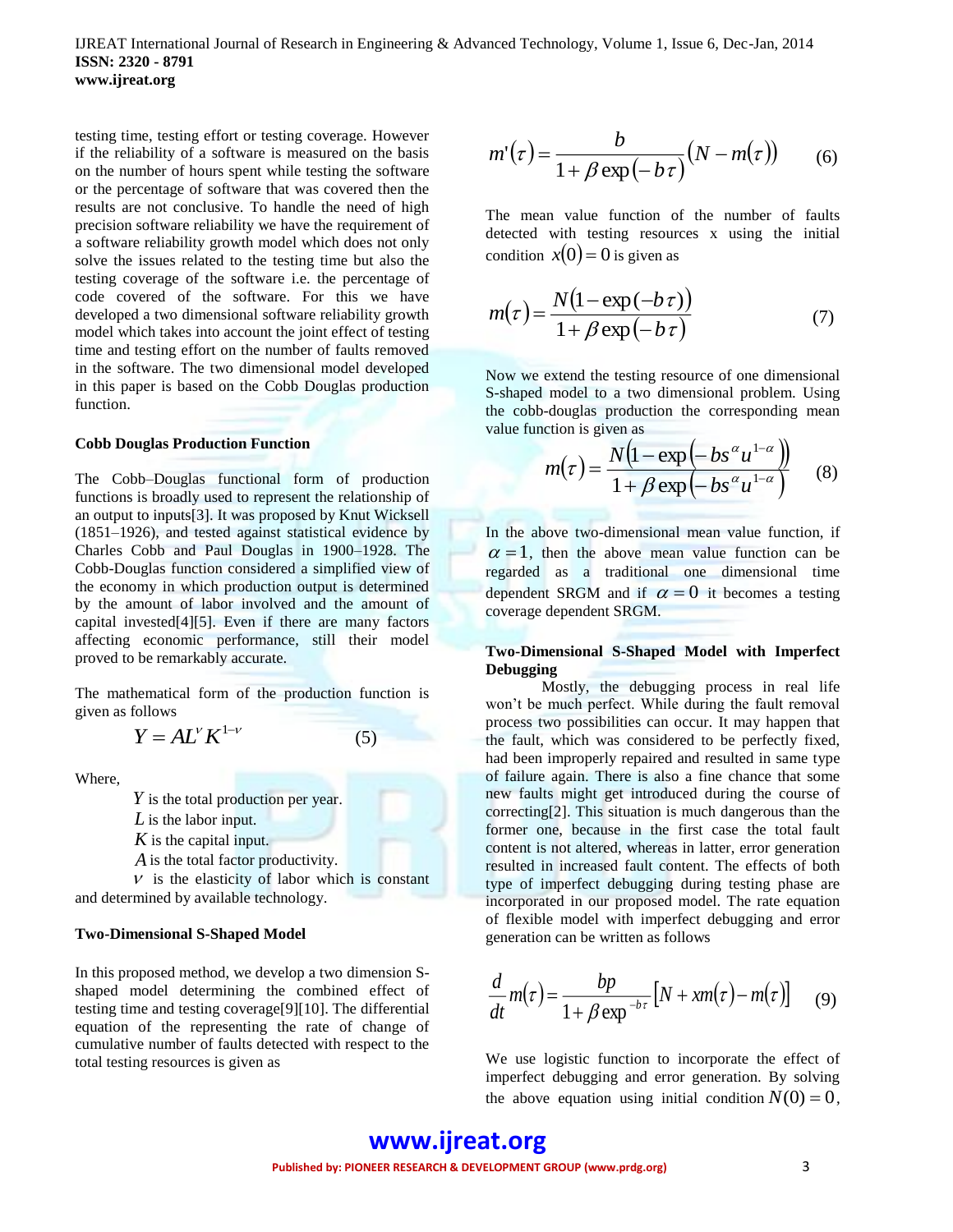testing time, testing effort or testing coverage. However if the reliability of a software is measured on the basis on the number of hours spent while testing the software or the percentage of software that was covered then the results are not conclusive. To handle the need of high precision software reliability we have the requirement of a software reliability growth model which does not only solve the issues related to the testing time but also the testing coverage of the software i.e. the percentage of code covered of the software. For this we have developed a two dimensional software reliability growth model which takes into account the joint effect of testing time and testing effort on the number of faults removed in the software. The two dimensional model developed in this paper is based on the Cobb Douglas production function.

### Cobb Douglas Production Function

The Cobb–Douglas functional form of production functions is broadly used to represent the relationship of an output to inputs[3]. It was proposed by Knut Wicksell (1851–1926), and tested against statistical evidence by Charles Cobb and Paul Douglas in 1900–1928. The Cobb-Douglas function considered a simplified view of the economy in which production output is determined by the amount of labor involved and the amount of capital invested[4][5]. Even if there are many factors affecting economic performance, still their model proved to be remarkably accurate.

The mathematical form of the production function is given as follows

$$Y = AL^{\nu} K^{1-\nu} \qquad (5)$$

Where,

$Y$ is the total production per year.
$L$ is the labor input.
$K$ is the capital input.
$A$ is the total factor productivity.
$\nu$ is the elasticity of labor which is constant and determined by available technology.

### Two-Dimensional S-Shaped Model

In this proposed method, we develop a two dimension S-shaped model determining the combined effect of testing time and testing coverage[9][10]. The differential equation of the representing the rate of change of cumulative number of faults detected with respect to the total testing resources is given as

$$m'(\tau) = \frac{b}{1+\beta \exp(-b\tau)}\left(N - m(\tau)\right) \qquad (6)$$

The mean value function of the number of faults detected with testing resources x using the initial condition $x(0) = 0$ is given as

$$m(\tau) = \frac{N(1-\exp(-b\tau))}{1+\beta \exp(-b\tau)} \qquad (7)$$

Now we extend the testing resource of one dimensional S-shaped model to a two dimensional problem. Using the cobb-douglas production the corresponding mean value function is given as

$$m(\tau) = \frac{N\left(1-\exp\left(-bs^{\alpha}u^{1-\alpha}\right)\right)}{1+\beta \exp\left(-bs^{\alpha}u^{1-\alpha}\right)} \qquad (8)$$

In the above two-dimensional mean value function, if $\alpha = 1$, then the above mean value function can be regarded as a traditional one dimensional time dependent SRGM and if $\alpha = 0$ it becomes a testing coverage dependent SRGM.

### Two-Dimensional S-Shaped Model with Imperfect Debugging

Mostly, the debugging process in real life won't be much perfect. While during the fault removal process two possibilities can occur. It may happen that the fault, which was considered to be perfectly fixed, had been improperly repaired and resulted in same type of failure again. There is also a fine chance that some new faults might get introduced during the course of correcting[2]. This situation is much dangerous than the former one, because in the first case the total fault content is not altered, whereas in latter, error generation resulted in increased fault content. The effects of both type of imperfect debugging during testing phase are incorporated in our proposed model. The rate equation of flexible model with imperfect debugging and error generation can be written as follows

$$\frac{d}{dt}m(\tau) = \frac{bp}{1+\beta \exp^{-b\tau}}\left[N + xm(\tau) - m(\tau)\right] \qquad (9)$$

We use logistic function to incorporate the effect of imperfect debugging and error generation. By solving the above equation using initial condition $N(0) = 0$,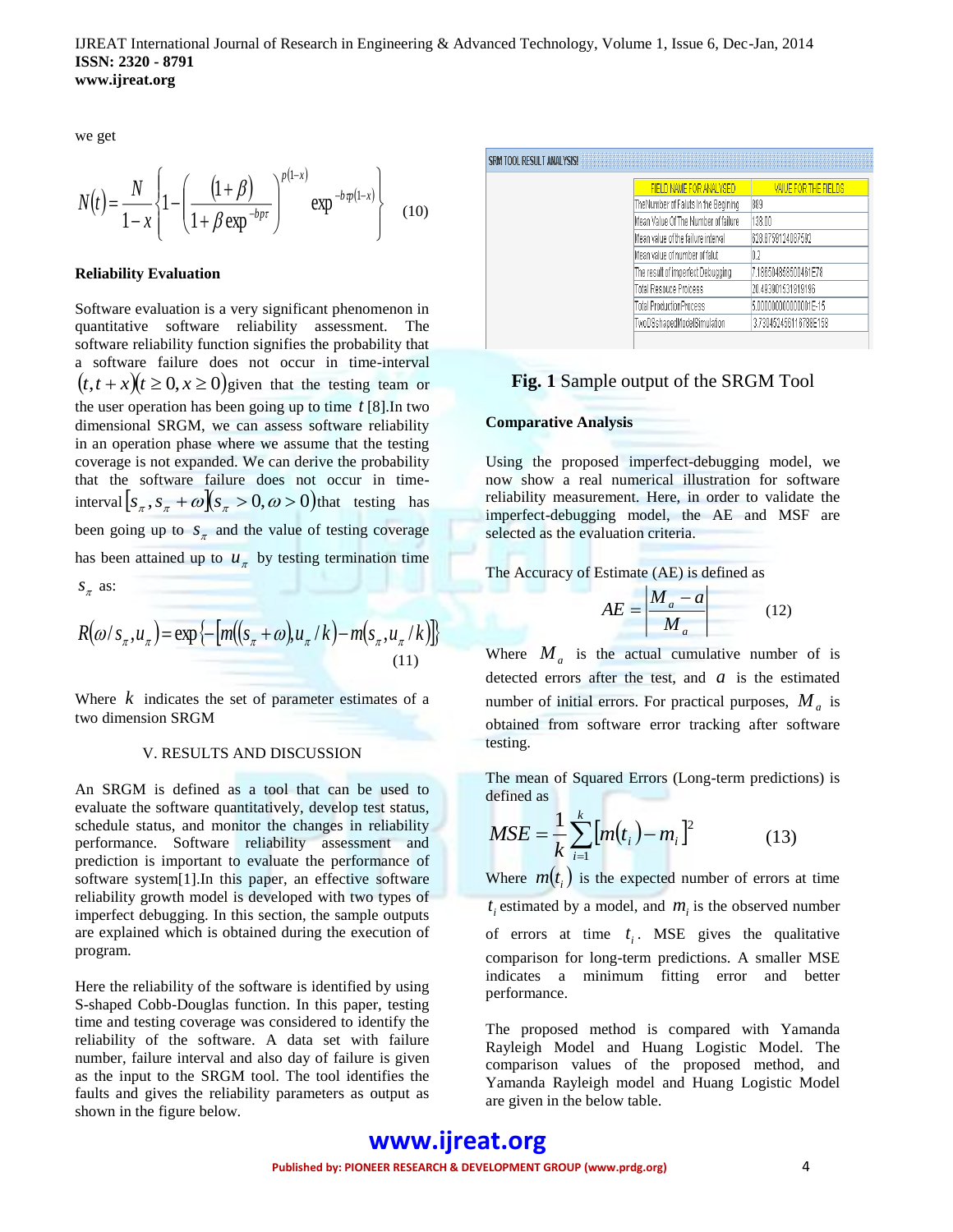we get

$$N(t) = \frac{N}{1-x}\left\{1 - \left(\frac{(1+\beta)}{1+\beta\exp^{-bp\tau}}\right)^{p(1-x)} \exp^{-b\tau p(1-x)}\right\} \quad (10)$$

**Reliability Evaluation**

Software evaluation is a very significant phenomenon in quantitative software reliability assessment. The software reliability function signifies the probability that a software failure does not occur in time-interval $(t, t+x)(t \geq 0, x \geq 0)$ given that the testing team or the user operation has been going up to time $t$ [8].In two dimensional SRGM, we can assess software reliability in an operation phase where we assume that the testing coverage is not expanded. We can derive the probability that the software failure does not occur in time-interval $[s_\pi, s_\pi + \omega](s_\pi > 0, \omega > 0)$ that testing has been going up to $s_\pi$ and the value of testing coverage has been attained up to $u_\pi$ by testing termination time $s_\pi$ as:

$$R(\omega / s_\pi, u_\pi) = \exp\{-[m((s_\pi + \omega), u_\pi / k) - m(s_\pi, u_\pi / k)]\} \quad (11)$$

Where $k$ indicates the set of parameter estimates of a two dimension SRGM

## V. RESULTS AND DISCUSSION

An SRGM is defined as a tool that can be used to evaluate the software quantitatively, develop test status, schedule status, and monitor the changes in reliability performance. Software reliability assessment and prediction is important to evaluate the performance of software system[1].In this paper, an effective software reliability growth model is developed with two types of imperfect debugging. In this section, the sample outputs are explained which is obtained during the execution of program.

Here the reliability of the software is identified by using S-shaped Cobb-Douglas function. In this paper, testing time and testing coverage was considered to identify the reliability of the software. A data set with failure number, failure interval and also day of failure is given as the input to the SRGM tool. The tool identifies the faults and gives the reliability parameters as output as shown in the figure below.

SRM TOOL RESULT ANALYSIS

| FIELD NAME FOR ANALYSED | VALUE FOR THE FIELDS |
| --- | --- |
| TheNumber of Faluts in the Begining | 989 |
| Mean Value Of The Number of failure | 138.00 |
| Mean value of the failure interval | 628.8759124087592 |
| Mean value of number of falut | 0.2 |
| The result of Imperfect Debugging | 7.186594868500461E78 |
| Total Resource Process | 20.493901531919186 |
| Total ProductionProcess | 5.000000000000001E-15 |
| TwoDSshapedModelSimulation | 3.7304524561167898E158 |

**Fig. 1** Sample output of the SRGM Tool

**Comparative Analysis**

Using the proposed imperfect-debugging model, we now show a real numerical illustration for software reliability measurement. Here, in order to validate the imperfect-debugging model, the AE and MSF are selected as the evaluation criteria.

The Accuracy of Estimate (AE) is defined as

$$AE = \left|\frac{M_a - a}{M_a}\right| \quad (12)$$

Where $M_a$ is the actual cumulative number of is detected errors after the test, and $a$ is the estimated number of initial errors. For practical purposes, $M_a$ is obtained from software error tracking after software testing.

The mean of Squared Errors (Long-term predictions) is defined as

$$MSE = \frac{1}{k}\sum_{i=1}^{k}[m(t_i) - m_i]^2 \quad (13)$$

Where $m(t_i)$ is the expected number of errors at time $t_i$ estimated by a model, and $m_i$ is the observed number of errors at time $t_i$. MSE gives the qualitative comparison for long-term predictions. A smaller MSE indicates a minimum fitting error and better performance.

The proposed method is compared with Yamanda Rayleigh Model and Huang Logistic Model. The comparison values of the proposed method, and Yamanda Rayleigh model and Huang Logistic Model are given in the below table.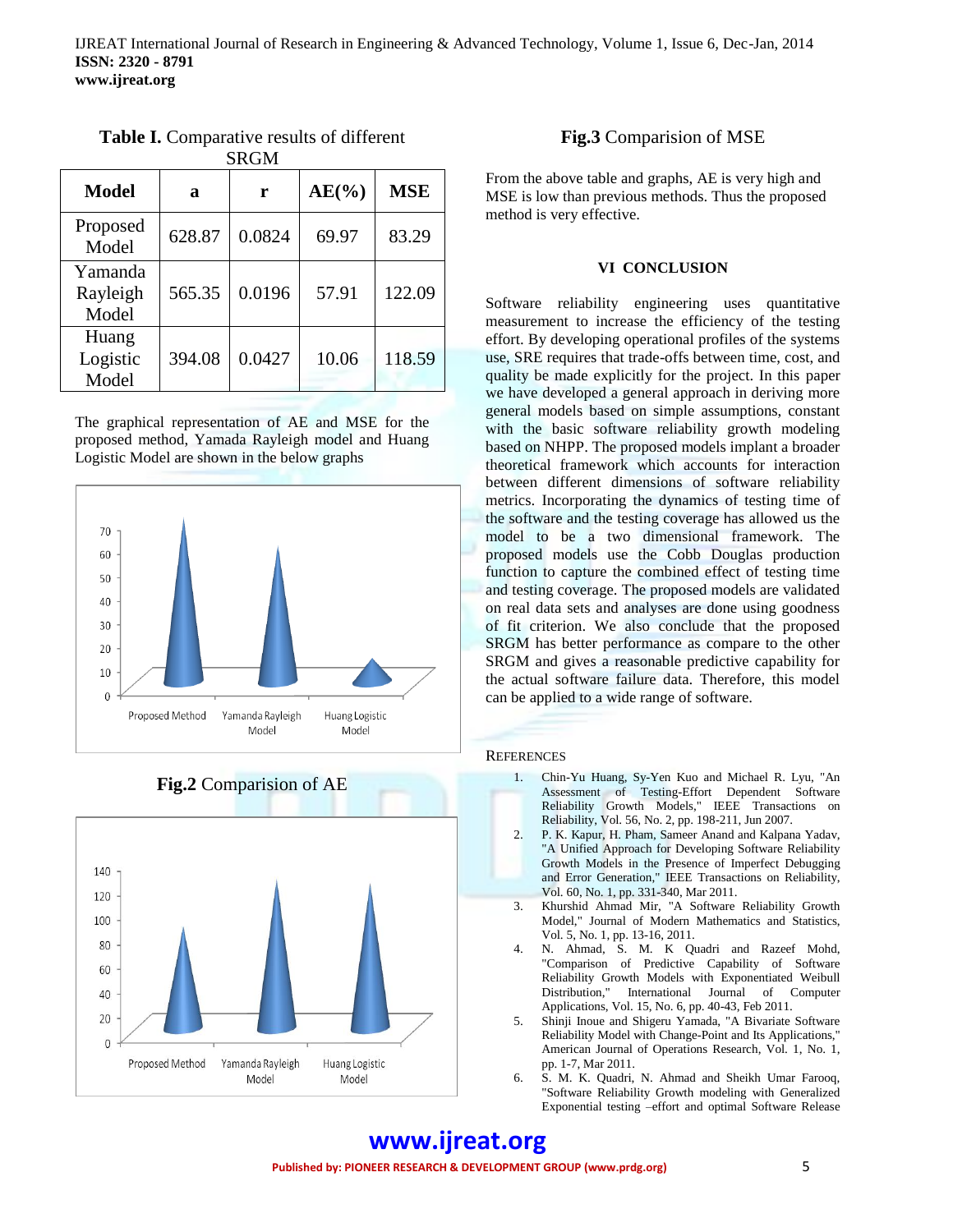**Table I.** Comparative results of different SRGM

| Model | a | r | AE(%) | MSE |
|---|---|---|---|---|
| Proposed Model | 628.87 | 0.0824 | 69.97 | 83.29 |
| Yamanda Rayleigh Model | 565.35 | 0.0196 | 57.91 | 122.09 |
| Huang Logistic Model | 394.08 | 0.0427 | 10.06 | 118.59 |

The graphical representation of AE and MSE for the proposed method, Yamada Rayleigh model and Huang Logistic Model are shown in the below graphs

**Fig.2** Comparision of AE

**Fig.3** Comparision of MSE

From the above table and graphs, AE is very high and MSE is low than previous methods. Thus the proposed method is very effective.

## VI CONCLUSION

Software reliability engineering uses quantitative measurement to increase the efficiency of the testing effort. By developing operational profiles of the systems use, SRE requires that trade-offs between time, cost, and quality be made explicitly for the project. In this paper we have developed a general approach in deriving more general models based on simple assumptions, constant with the basic software reliability growth modeling based on NHPP. The proposed models implant a broader theoretical framework which accounts for interaction between different dimensions of software reliability metrics. Incorporating the dynamics of testing time of the software and the testing coverage has allowed us the model to be a two dimensional framework. The proposed models use the Cobb Douglas production function to capture the combined effect of testing time and testing coverage. The proposed models are validated on real data sets and analyses are done using goodness of fit criterion. We also conclude that the proposed SRGM has better performance as compare to the other SRGM and gives a reasonable predictive capability for the actual software failure data. Therefore, this model can be applied to a wide range of software.

## REFERENCES

1. Chin-Yu Huang, Sy-Yen Kuo and Michael R. Lyu, "An Assessment of Testing-Effort Dependent Software Reliability Growth Models," IEEE Transactions on Reliability, Vol. 56, No. 2, pp. 198-211, Jun 2007.
2. P. K. Kapur, H. Pham, Sameer Anand and Kalpana Yadav, "A Unified Approach for Developing Software Reliability Growth Models in the Presence of Imperfect Debugging and Error Generation," IEEE Transactions on Reliability, Vol. 60, No. 1, pp. 331-340, Mar 2011.
3. Khurshid Ahmad Mir, "A Software Reliability Growth Model," Journal of Modern Mathematics and Statistics, Vol. 5, No. 1, pp. 13-16, 2011.
4. N. Ahmad, S. M. K Quadri and Razeef Mohd, "Comparison of Predictive Capability of Software Reliability Growth Models with Exponentiated Weibull Distribution," International Journal of Computer Applications, Vol. 15, No. 6, pp. 40-43, Feb 2011.
5. Shinji Inoue and Shigeru Yamada, "A Bivariate Software Reliability Model with Change-Point and Its Applications," American Journal of Operations Research, Vol. 1, No. 1, pp. 1-7, Mar 2011.
6. S. M. K. Quadri, N. Ahmad and Sheikh Umar Farooq, "Software Reliability Growth modeling with Generalized Exponential testing –effort and optimal Software Release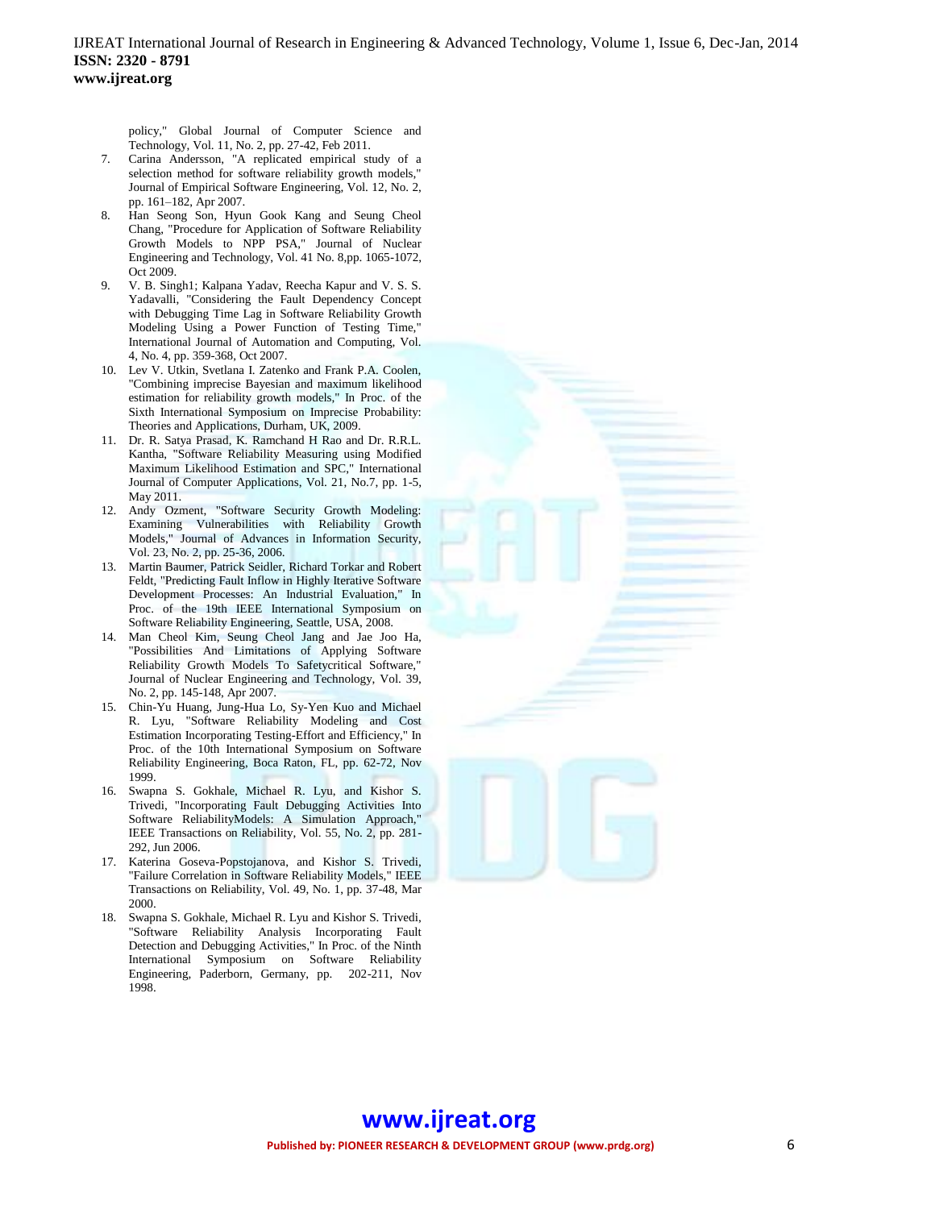policy," Global Journal of Computer Science and Technology, Vol. 11, No. 2, pp. 27-42, Feb 2011.

7. Carina Andersson, "A replicated empirical study of a selection method for software reliability growth models," Journal of Empirical Software Engineering, Vol. 12, No. 2, pp. 161–182, Apr 2007.
8. Han Seong Son, Hyun Gook Kang and Seung Cheol Chang, "Procedure for Application of Software Reliability Growth Models to NPP PSA," Journal of Nuclear Engineering and Technology, Vol. 41 No. 8,pp. 1065-1072, Oct 2009.
9. V. B. Singh1; Kalpana Yadav, Reecha Kapur and V. S. S. Yadavalli, "Considering the Fault Dependency Concept with Debugging Time Lag in Software Reliability Growth Modeling Using a Power Function of Testing Time," International Journal of Automation and Computing, Vol. 4, No. 4, pp. 359-368, Oct 2007.
10. Lev V. Utkin, Svetlana I. Zatenko and Frank P.A. Coolen, "Combining imprecise Bayesian and maximum likelihood estimation for reliability growth models," In Proc. of the Sixth International Symposium on Imprecise Probability: Theories and Applications, Durham, UK, 2009.
11. Dr. R. Satya Prasad, K. Ramchand H Rao and Dr. R.R.L. Kantha, "Software Reliability Measuring using Modified Maximum Likelihood Estimation and SPC," International Journal of Computer Applications, Vol. 21, No.7, pp. 1-5, May 2011.
12. Andy Ozment, "Software Security Growth Modeling: Examining Vulnerabilities with Reliability Growth Models," Journal of Advances in Information Security, Vol. 23, No. 2, pp. 25-36, 2006.
13. Martin Baumer, Patrick Seidler, Richard Torkar and Robert Feldt, "Predicting Fault Inflow in Highly Iterative Software Development Processes: An Industrial Evaluation," In Proc. of the 19th IEEE International Symposium on Software Reliability Engineering, Seattle, USA, 2008.
14. Man Cheol Kim, Seung Cheol Jang and Jae Joo Ha, "Possibilities And Limitations of Applying Software Reliability Growth Models To Safetycritical Software," Journal of Nuclear Engineering and Technology, Vol. 39, No. 2, pp. 145-148, Apr 2007.
15. Chin-Yu Huang, Jung-Hua Lo, Sy-Yen Kuo and Michael R. Lyu, "Software Reliability Modeling and Cost Estimation Incorporating Testing-Effort and Efficiency," In Proc. of the 10th International Symposium on Software Reliability Engineering, Boca Raton, FL, pp. 62-72, Nov 1999.
16. Swapna S. Gokhale, Michael R. Lyu, and Kishor S. Trivedi, "Incorporating Fault Debugging Activities Into Software ReliabilityModels: A Simulation Approach," IEEE Transactions on Reliability, Vol. 55, No. 2, pp. 281-292, Jun 2006.
17. Katerina Goseva-Popstojanova, and Kishor S. Trivedi, "Failure Correlation in Software Reliability Models," IEEE Transactions on Reliability, Vol. 49, No. 1, pp. 37-48, Mar 2000.
18. Swapna S. Gokhale, Michael R. Lyu and Kishor S. Trivedi, "Software Reliability Analysis Incorporating Fault Detection and Debugging Activities," In Proc. of the Ninth International Symposium on Software Reliability Engineering, Paderborn, Germany, pp. 202-211, Nov 1998.